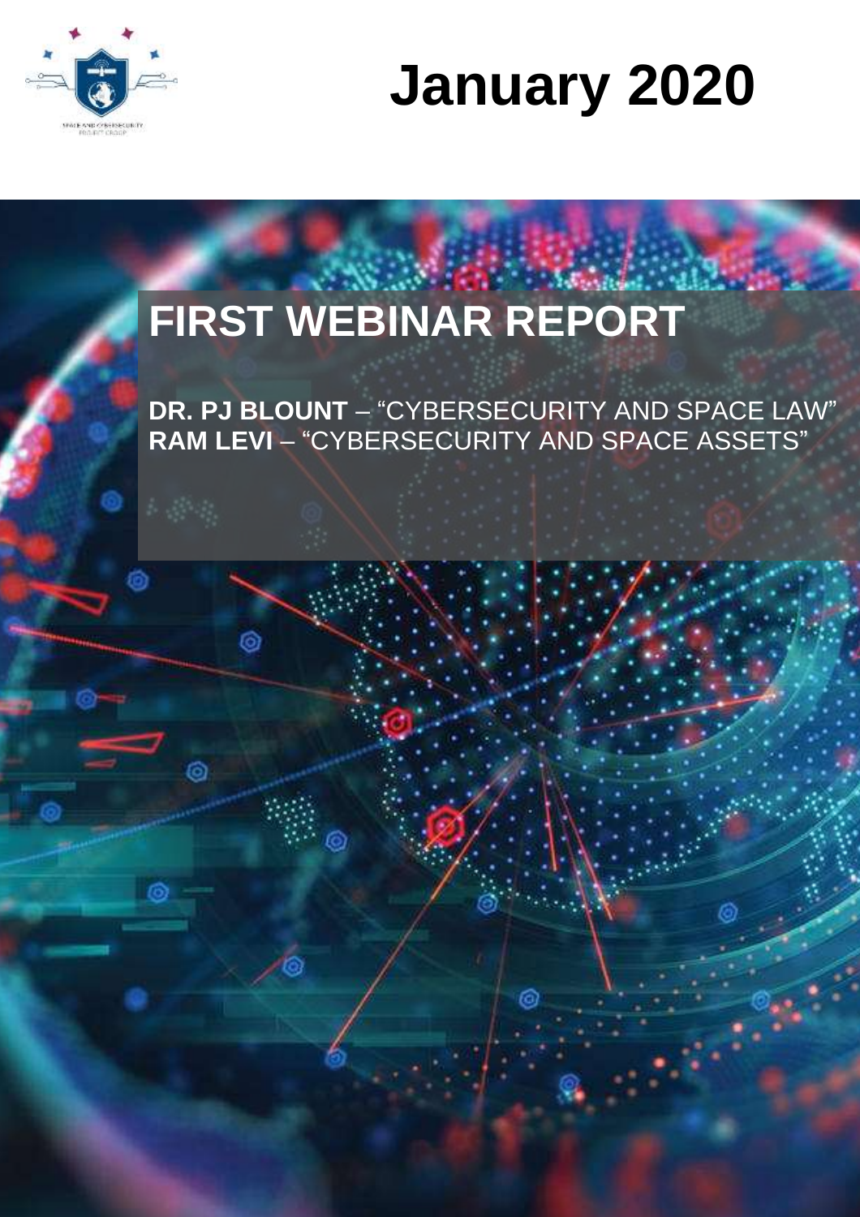# January 2020

## FIRST WEBINAR REPORT

**DR. PJ BLOUNT** – "CYBERSECURITY AND SPACE LAW"
**RAM LEVI** – "CYBERSECURITY AND SPACE ASSETS"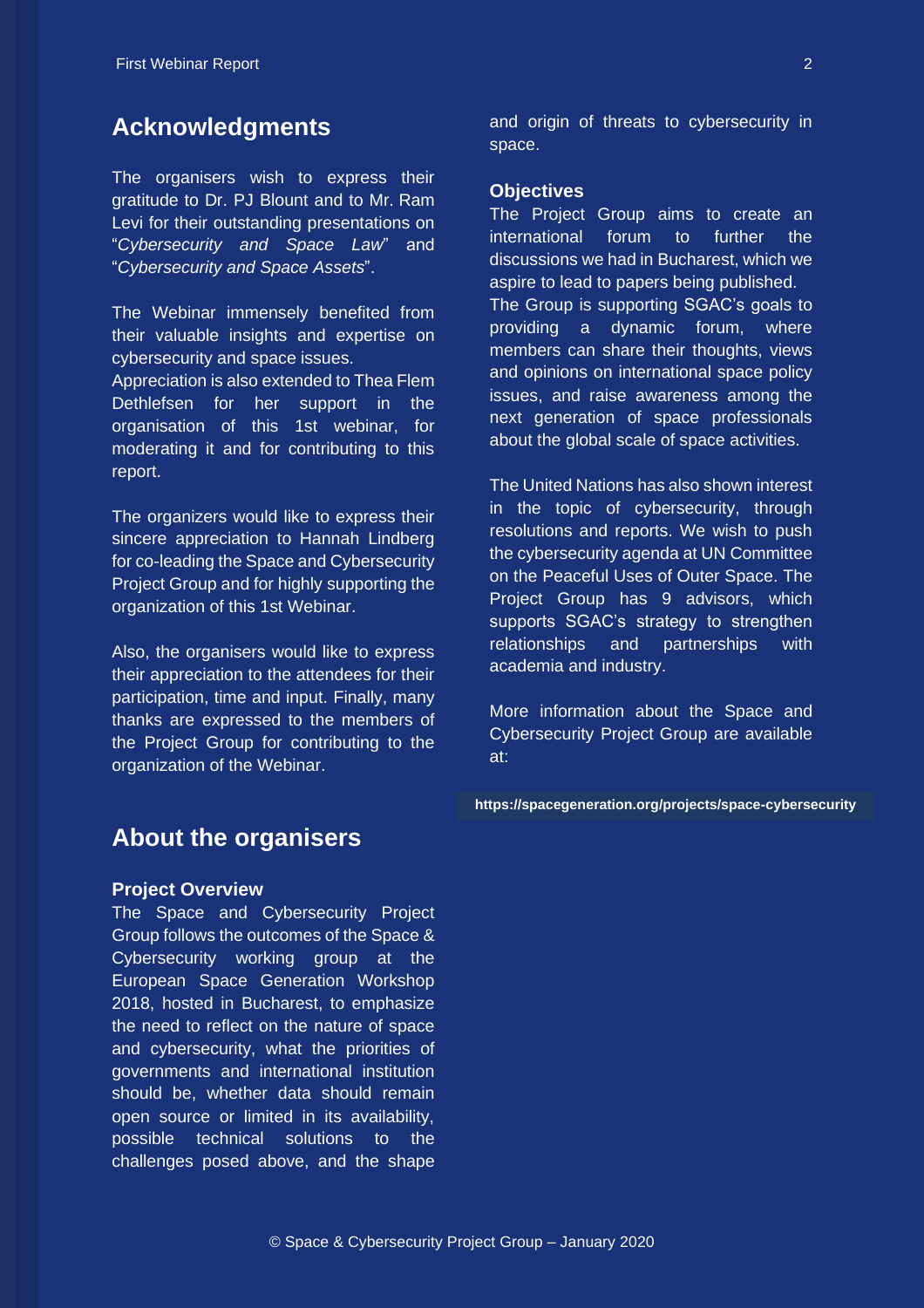## Acknowledgments

The organisers wish to express their gratitude to Dr. PJ Blount and to Mr. Ram Levi for their outstanding presentations on "*Cybersecurity and Space Law*" and "*Cybersecurity and Space Assets*".

The Webinar immensely benefited from their valuable insights and expertise on cybersecurity and space issues.
Appreciation is also extended to Thea Flem Dethlefsen for her support in the organisation of this 1st webinar, for moderating it and for contributing to this report.

The organizers would like to express their sincere appreciation to Hannah Lindberg for co-leading the Space and Cybersecurity Project Group and for highly supporting the organization of this 1st Webinar.

Also, the organisers would like to express their appreciation to the attendees for their participation, time and input. Finally, many thanks are expressed to the members of the Project Group for contributing to the organization of the Webinar.

## About the organisers

### Project Overview

The Space and Cybersecurity Project Group follows the outcomes of the Space & Cybersecurity working group at the European Space Generation Workshop 2018, hosted in Bucharest, to emphasize the need to reflect on the nature of space and cybersecurity, what the priorities of governments and international institution should be, whether data should remain open source or limited in its availability, possible technical solutions to the challenges posed above, and the shape and origin of threats to cybersecurity in space.

### Objectives

The Project Group aims to create an international forum to further the discussions we had in Bucharest, which we aspire to lead to papers being published.
The Group is supporting SGAC's goals to providing a dynamic forum, where members can share their thoughts, views and opinions on international space policy issues, and raise awareness among the next generation of space professionals about the global scale of space activities.

The United Nations has also shown interest in the topic of cybersecurity, through resolutions and reports. We wish to push the cybersecurity agenda at UN Committee on the Peaceful Uses of Outer Space. The Project Group has 9 advisors, which supports SGAC's strategy to strengthen relationships and partnerships with academia and industry.

More information about the Space and Cybersecurity Project Group are available at:

**https://spacegeneration.org/projects/space-cybersecurity**

© Space & Cybersecurity Project Group – January 2020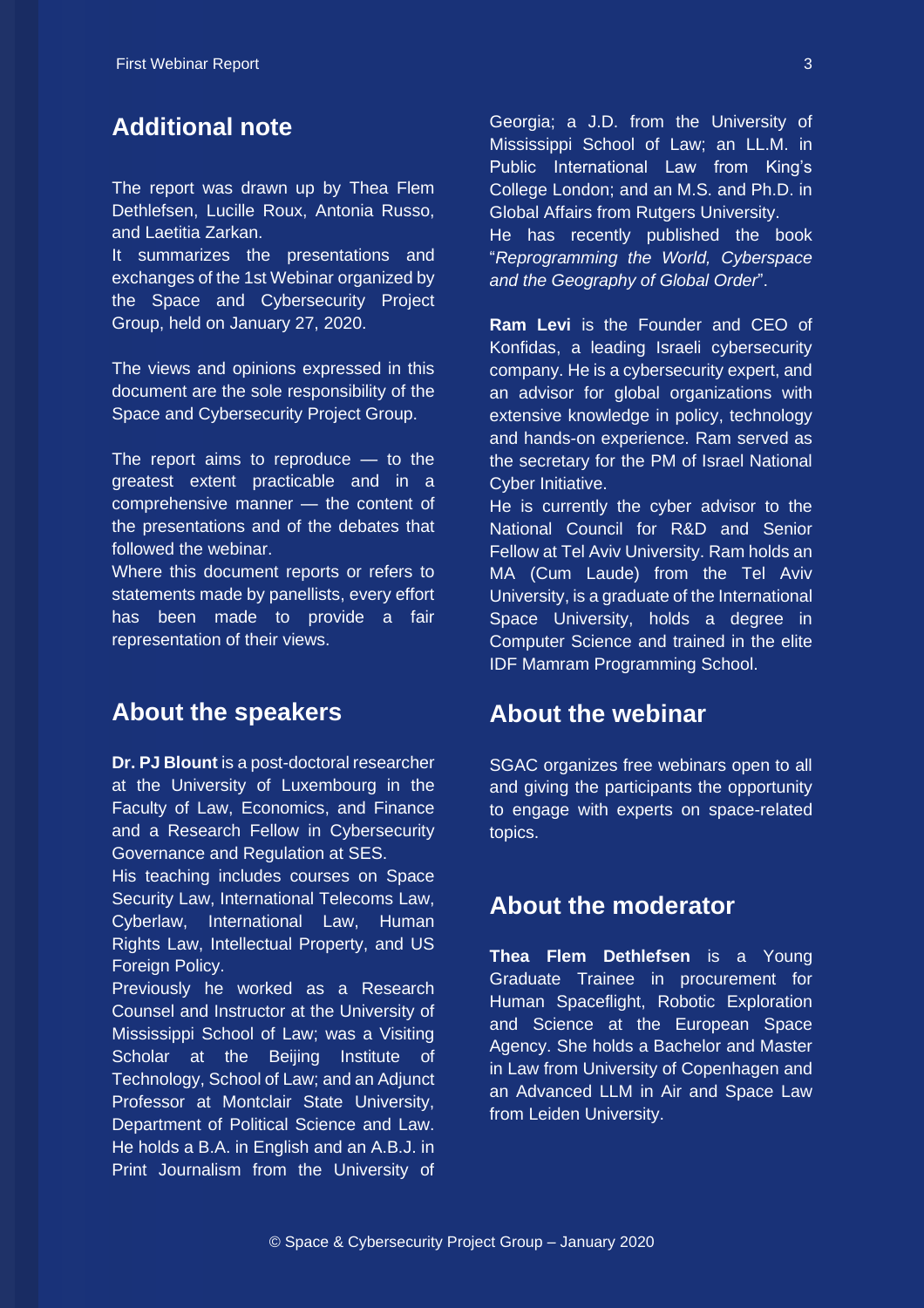## Additional note

The report was drawn up by Thea Flem Dethlefsen, Lucille Roux, Antonia Russo, and Laetitia Zarkan.
It summarizes the presentations and exchanges of the 1st Webinar organized by the Space and Cybersecurity Project Group, held on January 27, 2020.

The views and opinions expressed in this document are the sole responsibility of the Space and Cybersecurity Project Group.

The report aims to reproduce — to the greatest extent practicable and in a comprehensive manner — the content of the presentations and of the debates that followed the webinar.
Where this document reports or refers to statements made by panellists, every effort has been made to provide a fair representation of their views.

## About the speakers

**Dr. PJ Blount** is a post-doctoral researcher at the University of Luxembourg in the Faculty of Law, Economics, and Finance and a Research Fellow in Cybersecurity Governance and Regulation at SES.
His teaching includes courses on Space Security Law, International Telecoms Law, Cyberlaw, International Law, Human Rights Law, Intellectual Property, and US Foreign Policy.
Previously he worked as a Research Counsel and Instructor at the University of Mississippi School of Law; was a Visiting Scholar at the Beijing Institute of Technology, School of Law; and an Adjunct Professor at Montclair State University, Department of Political Science and Law. He holds a B.A. in English and an A.B.J. in Print Journalism from the University of Georgia; a J.D. from the University of Mississippi School of Law; an LL.M. in Public International Law from King's College London; and an M.S. and Ph.D. in Global Affairs from Rutgers University.
He has recently published the book "*Reprogramming the World, Cyberspace and the Geography of Global Order*".

**Ram Levi** is the Founder and CEO of Konfidas, a leading Israeli cybersecurity company. He is a cybersecurity expert, and an advisor for global organizations with extensive knowledge in policy, technology and hands-on experience. Ram served as the secretary for the PM of Israel National Cyber Initiative.
He is currently the cyber advisor to the National Council for R&D and Senior Fellow at Tel Aviv University. Ram holds an MA (Cum Laude) from the Tel Aviv University, is a graduate of the International Space University, holds a degree in Computer Science and trained in the elite IDF Mamram Programming School.

## About the webinar

SGAC organizes free webinars open to all and giving the participants the opportunity to engage with experts on space-related topics.

## About the moderator

**Thea Flem Dethlefsen** is a Young Graduate Trainee in procurement for Human Spaceflight, Robotic Exploration and Science at the European Space Agency. She holds a Bachelor and Master in Law from University of Copenhagen and an Advanced LLM in Air and Space Law from Leiden University.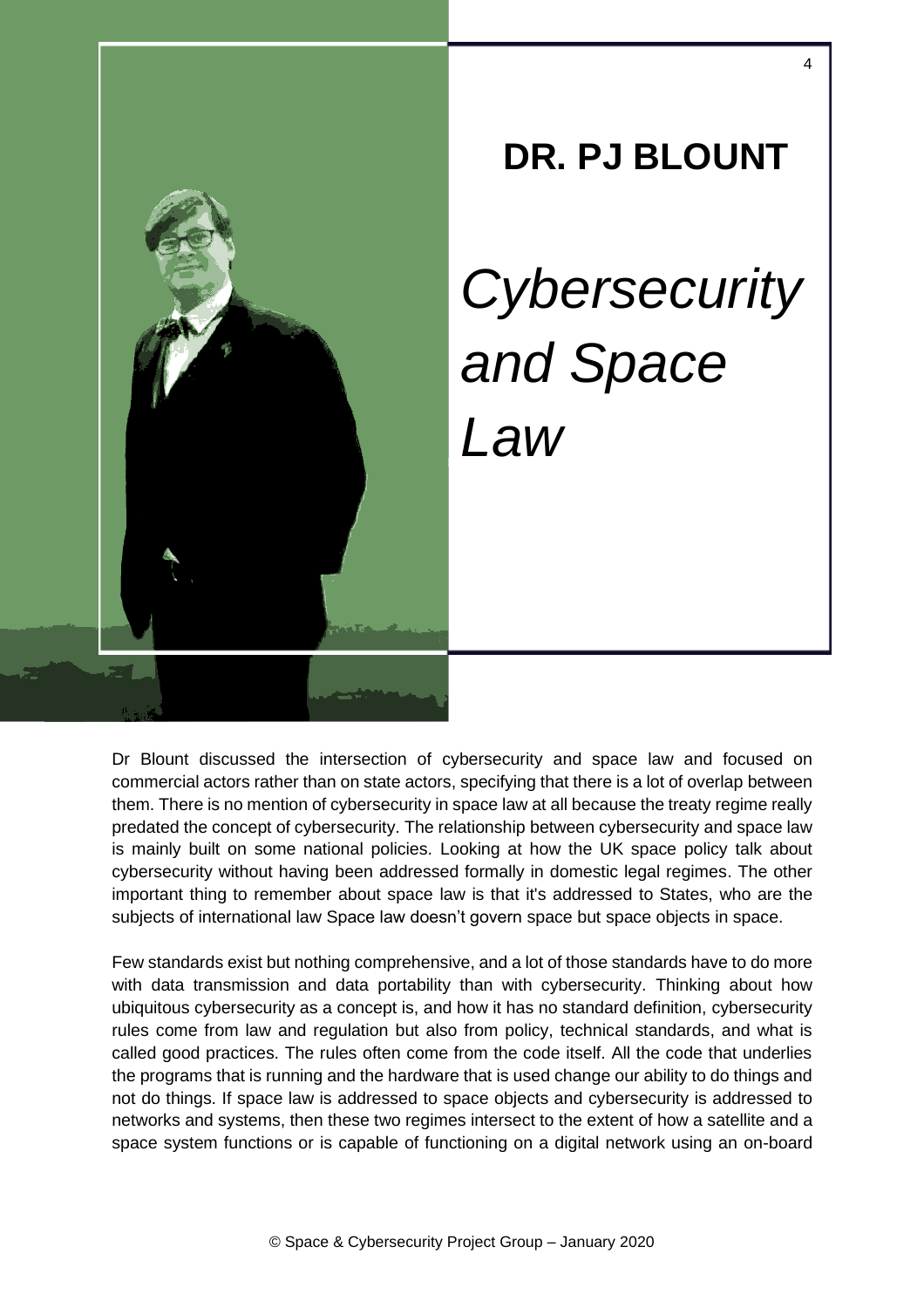# DR. PJ BLOUNT

## *Cybersecurity and Space Law*

Dr Blount discussed the intersection of cybersecurity and space law and focused on commercial actors rather than on state actors, specifying that there is a lot of overlap between them. There is no mention of cybersecurity in space law at all because the treaty regime really predated the concept of cybersecurity. The relationship between cybersecurity and space law is mainly built on some national policies. Looking at how the UK space policy talk about cybersecurity without having been addressed formally in domestic legal regimes. The other important thing to remember about space law is that it's addressed to States, who are the subjects of international law Space law doesn't govern space but space objects in space.

Few standards exist but nothing comprehensive, and a lot of those standards have to do more with data transmission and data portability than with cybersecurity. Thinking about how ubiquitous cybersecurity as a concept is, and how it has no standard definition, cybersecurity rules come from law and regulation but also from policy, technical standards, and what is called good practices. The rules often come from the code itself. All the code that underlies the programs that is running and the hardware that is used change our ability to do things and not do things. If space law is addressed to space objects and cybersecurity is addressed to networks and systems, then these two regimes intersect to the extent of how a satellite and a space system functions or is capable of functioning on a digital network using an on-board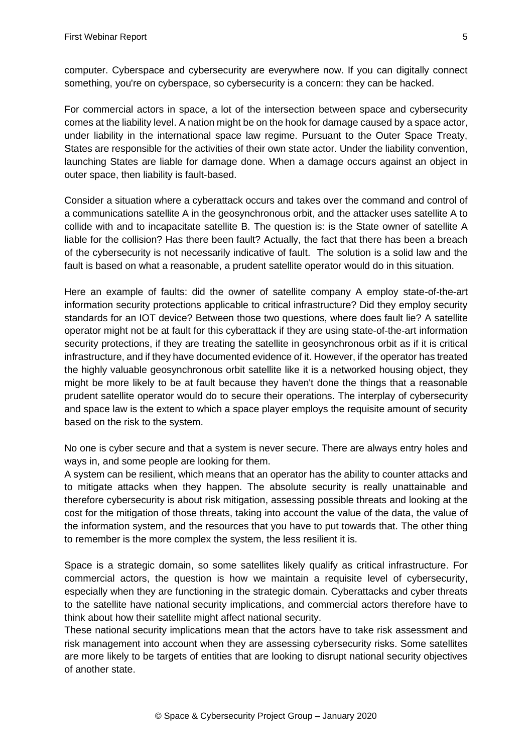computer. Cyberspace and cybersecurity are everywhere now. If you can digitally connect something, you're on cyberspace, so cybersecurity is a concern: they can be hacked.

For commercial actors in space, a lot of the intersection between space and cybersecurity comes at the liability level. A nation might be on the hook for damage caused by a space actor, under liability in the international space law regime. Pursuant to the Outer Space Treaty, States are responsible for the activities of their own state actor. Under the liability convention, launching States are liable for damage done. When a damage occurs against an object in outer space, then liability is fault-based.

Consider a situation where a cyberattack occurs and takes over the command and control of a communications satellite A in the geosynchronous orbit, and the attacker uses satellite A to collide with and to incapacitate satellite B. The question is: is the State owner of satellite A liable for the collision? Has there been fault? Actually, the fact that there has been a breach of the cybersecurity is not necessarily indicative of fault. The solution is a solid law and the fault is based on what a reasonable, a prudent satellite operator would do in this situation.

Here an example of faults: did the owner of satellite company A employ state-of-the-art information security protections applicable to critical infrastructure? Did they employ security standards for an IOT device? Between those two questions, where does fault lie? A satellite operator might not be at fault for this cyberattack if they are using state-of-the-art information security protections, if they are treating the satellite in geosynchronous orbit as if it is critical infrastructure, and if they have documented evidence of it. However, if the operator has treated the highly valuable geosynchronous orbit satellite like it is a networked housing object, they might be more likely to be at fault because they haven't done the things that a reasonable prudent satellite operator would do to secure their operations. The interplay of cybersecurity and space law is the extent to which a space player employs the requisite amount of security based on the risk to the system.

No one is cyber secure and that a system is never secure. There are always entry holes and ways in, and some people are looking for them.

A system can be resilient, which means that an operator has the ability to counter attacks and to mitigate attacks when they happen. The absolute security is really unattainable and therefore cybersecurity is about risk mitigation, assessing possible threats and looking at the cost for the mitigation of those threats, taking into account the value of the data, the value of the information system, and the resources that you have to put towards that. The other thing to remember is the more complex the system, the less resilient it is.

Space is a strategic domain, so some satellites likely qualify as critical infrastructure. For commercial actors, the question is how we maintain a requisite level of cybersecurity, especially when they are functioning in the strategic domain. Cyberattacks and cyber threats to the satellite have national security implications, and commercial actors therefore have to think about how their satellite might affect national security.

These national security implications mean that the actors have to take risk assessment and risk management into account when they are assessing cybersecurity risks. Some satellites are more likely to be targets of entities that are looking to disrupt national security objectives of another state.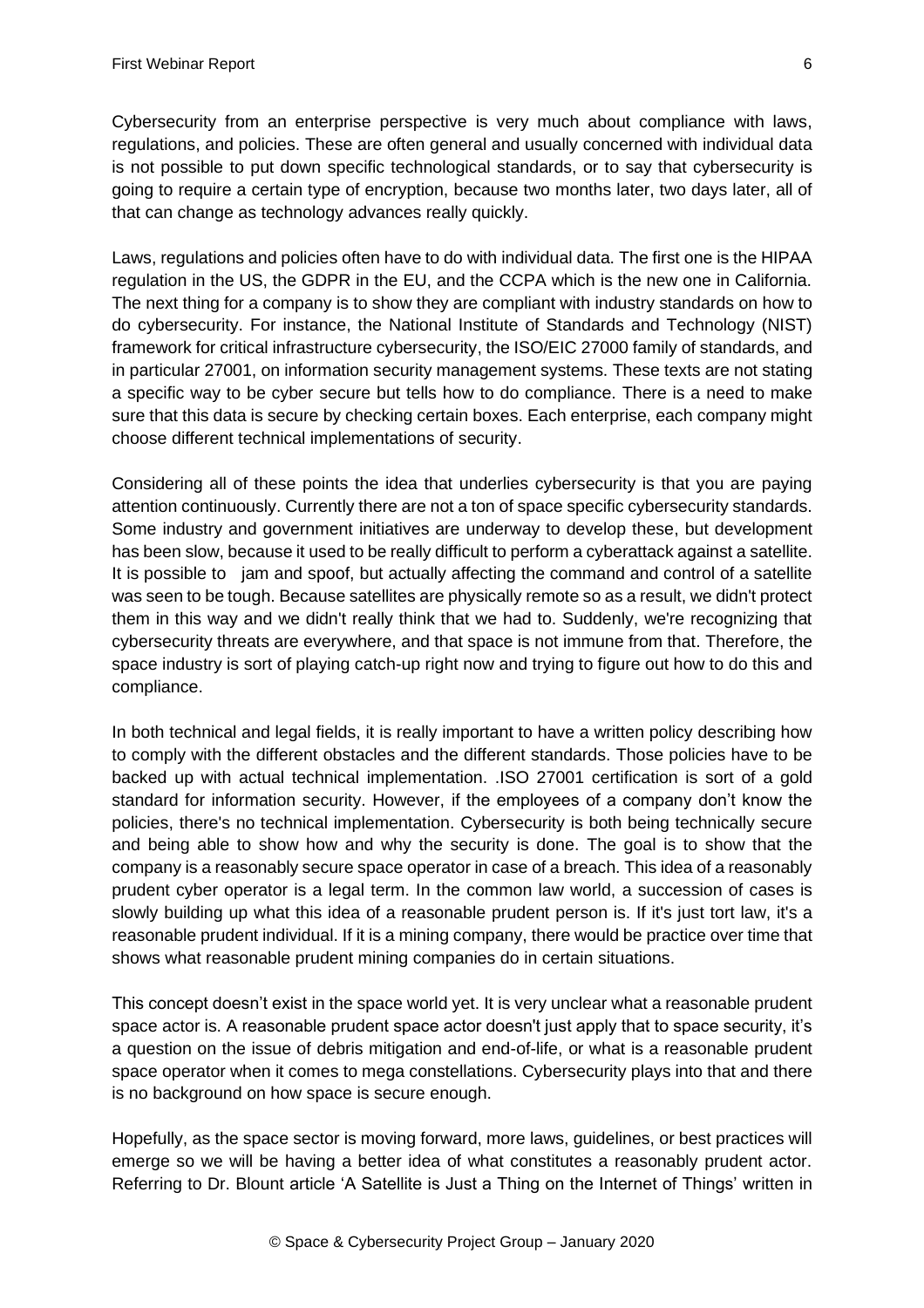Cybersecurity from an enterprise perspective is very much about compliance with laws, regulations, and policies. These are often general and usually concerned with individual data is not possible to put down specific technological standards, or to say that cybersecurity is going to require a certain type of encryption, because two months later, two days later, all of that can change as technology advances really quickly.

Laws, regulations and policies often have to do with individual data. The first one is the HIPAA regulation in the US, the GDPR in the EU, and the CCPA which is the new one in California. The next thing for a company is to show they are compliant with industry standards on how to do cybersecurity. For instance, the National Institute of Standards and Technology (NIST) framework for critical infrastructure cybersecurity, the ISO/EIC 27000 family of standards, and in particular 27001, on information security management systems. These texts are not stating a specific way to be cyber secure but tells how to do compliance. There is a need to make sure that this data is secure by checking certain boxes. Each enterprise, each company might choose different technical implementations of security.

Considering all of these points the idea that underlies cybersecurity is that you are paying attention continuously. Currently there are not a ton of space specific cybersecurity standards. Some industry and government initiatives are underway to develop these, but development has been slow, because it used to be really difficult to perform a cyberattack against a satellite. It is possible to jam and spoof, but actually affecting the command and control of a satellite was seen to be tough. Because satellites are physically remote so as a result, we didn't protect them in this way and we didn't really think that we had to. Suddenly, we're recognizing that cybersecurity threats are everywhere, and that space is not immune from that. Therefore, the space industry is sort of playing catch-up right now and trying to figure out how to do this and compliance.

In both technical and legal fields, it is really important to have a written policy describing how to comply with the different obstacles and the different standards. Those policies have to be backed up with actual technical implementation. .ISO 27001 certification is sort of a gold standard for information security. However, if the employees of a company don't know the policies, there's no technical implementation. Cybersecurity is both being technically secure and being able to show how and why the security is done. The goal is to show that the company is a reasonably secure space operator in case of a breach. This idea of a reasonably prudent cyber operator is a legal term. In the common law world, a succession of cases is slowly building up what this idea of a reasonable prudent person is. If it's just tort law, it's a reasonable prudent individual. If it is a mining company, there would be practice over time that shows what reasonable prudent mining companies do in certain situations.

This concept doesn't exist in the space world yet. It is very unclear what a reasonable prudent space actor is. A reasonable prudent space actor doesn't just apply that to space security, it's a question on the issue of debris mitigation and end-of-life, or what is a reasonable prudent space operator when it comes to mega constellations. Cybersecurity plays into that and there is no background on how space is secure enough.

Hopefully, as the space sector is moving forward, more laws, guidelines, or best practices will emerge so we will be having a better idea of what constitutes a reasonably prudent actor. Referring to Dr. Blount article 'A Satellite is Just a Thing on the Internet of Things' written in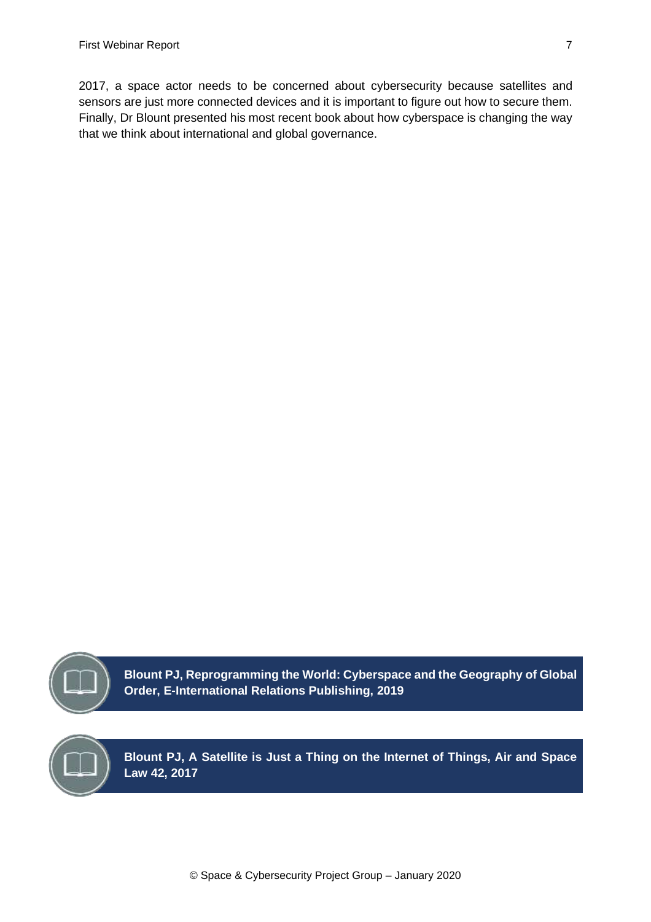2017, a space actor needs to be concerned about cybersecurity because satellites and sensors are just more connected devices and it is important to figure out how to secure them. Finally, Dr Blount presented his most recent book about how cyberspace is changing the way that we think about international and global governance.

**Blount PJ, Reprogramming the World: Cyberspace and the Geography of Global Order, E-International Relations Publishing, 2019**

**Blount PJ, A Satellite is Just a Thing on the Internet of Things, Air and Space Law 42, 2017**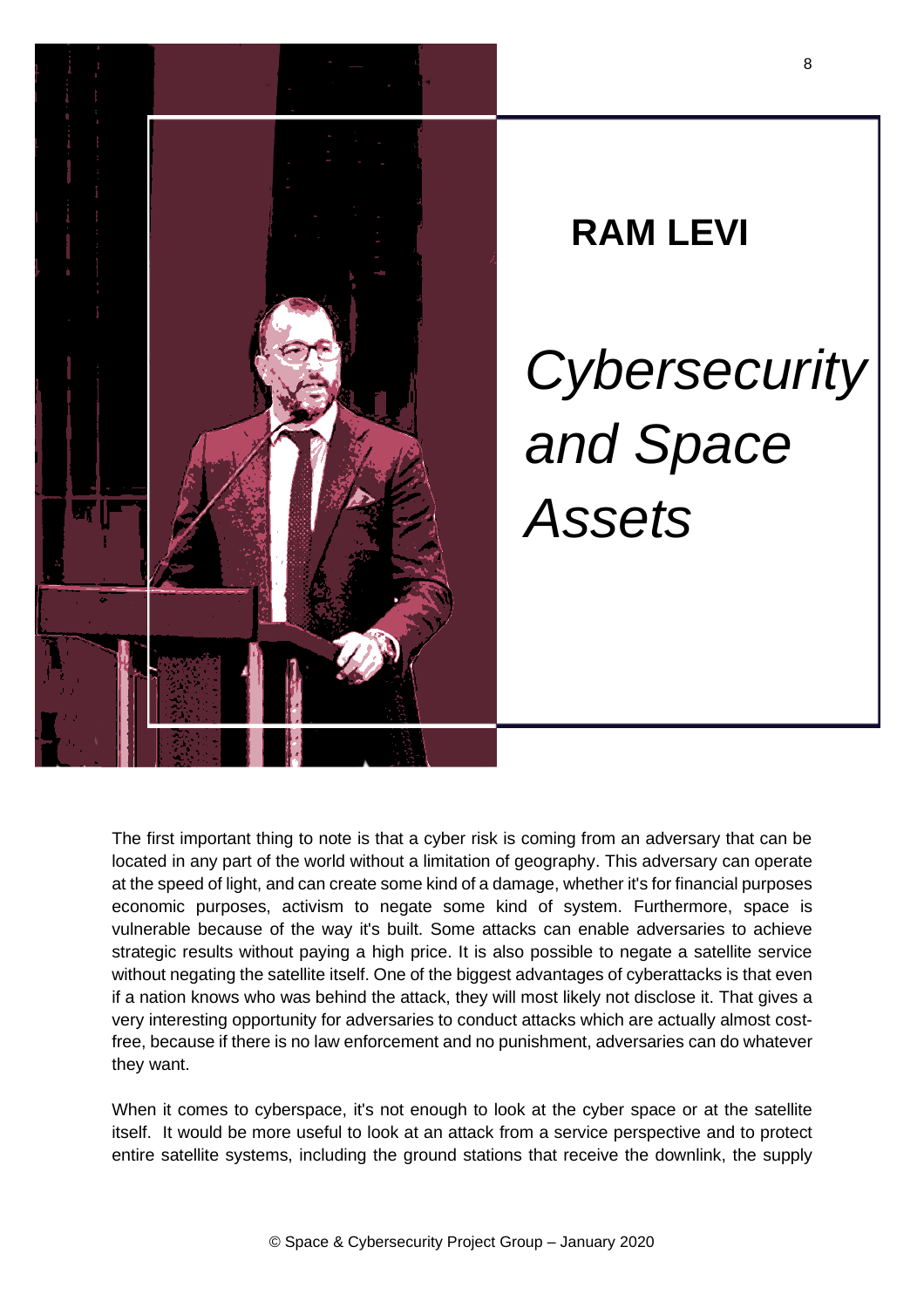## RAM LEVI

# *Cybersecurity and Space Assets*

The first important thing to note is that a cyber risk is coming from an adversary that can be located in any part of the world without a limitation of geography. This adversary can operate at the speed of light, and can create some kind of a damage, whether it's for financial purposes economic purposes, activism to negate some kind of system. Furthermore, space is vulnerable because of the way it's built. Some attacks can enable adversaries to achieve strategic results without paying a high price. It is also possible to negate a satellite service without negating the satellite itself. One of the biggest advantages of cyberattacks is that even if a nation knows who was behind the attack, they will most likely not disclose it. That gives a very interesting opportunity for adversaries to conduct attacks which are actually almost cost-free, because if there is no law enforcement and no punishment, adversaries can do whatever they want.

When it comes to cyberspace, it's not enough to look at the cyber space or at the satellite itself. It would be more useful to look at an attack from a service perspective and to protect entire satellite systems, including the ground stations that receive the downlink, the supply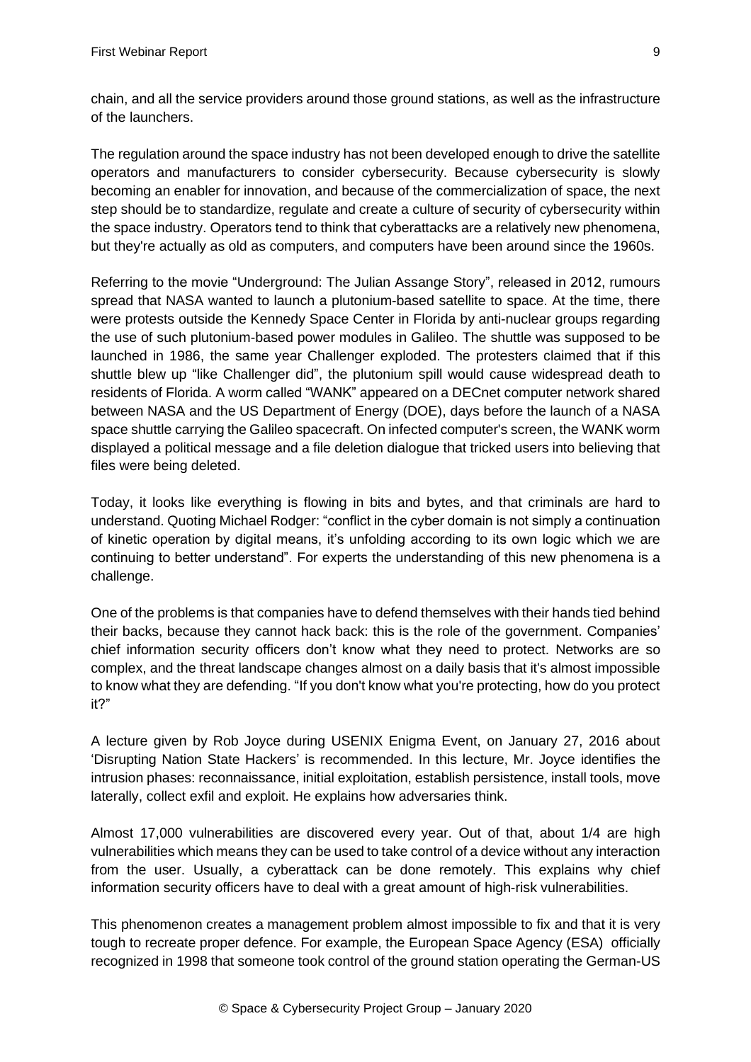chain, and all the service providers around those ground stations, as well as the infrastructure of the launchers.

The regulation around the space industry has not been developed enough to drive the satellite operators and manufacturers to consider cybersecurity. Because cybersecurity is slowly becoming an enabler for innovation, and because of the commercialization of space, the next step should be to standardize, regulate and create a culture of security of cybersecurity within the space industry. Operators tend to think that cyberattacks are a relatively new phenomena, but they're actually as old as computers, and computers have been around since the 1960s.

Referring to the movie "Underground: The Julian Assange Story", released in 2012, rumours spread that NASA wanted to launch a plutonium-based satellite to space. At the time, there were protests outside the Kennedy Space Center in Florida by anti-nuclear groups regarding the use of such plutonium-based power modules in Galileo. The shuttle was supposed to be launched in 1986, the same year Challenger exploded. The protesters claimed that if this shuttle blew up "like Challenger did", the plutonium spill would cause widespread death to residents of Florida. A worm called "WANK" appeared on a DECnet computer network shared between NASA and the US Department of Energy (DOE), days before the launch of a NASA space shuttle carrying the Galileo spacecraft. On infected computer's screen, the WANK worm displayed a political message and a file deletion dialogue that tricked users into believing that files were being deleted.

Today, it looks like everything is flowing in bits and bytes, and that criminals are hard to understand. Quoting Michael Rodger: "conflict in the cyber domain is not simply a continuation of kinetic operation by digital means, it's unfolding according to its own logic which we are continuing to better understand". For experts the understanding of this new phenomena is a challenge.

One of the problems is that companies have to defend themselves with their hands tied behind their backs, because they cannot hack back: this is the role of the government. Companies' chief information security officers don't know what they need to protect. Networks are so complex, and the threat landscape changes almost on a daily basis that it's almost impossible to know what they are defending. "If you don't know what you're protecting, how do you protect it?"

A lecture given by Rob Joyce during USENIX Enigma Event, on January 27, 2016 about 'Disrupting Nation State Hackers' is recommended. In this lecture, Mr. Joyce identifies the intrusion phases: reconnaissance, initial exploitation, establish persistence, install tools, move laterally, collect exfil and exploit. He explains how adversaries think.

Almost 17,000 vulnerabilities are discovered every year. Out of that, about 1/4 are high vulnerabilities which means they can be used to take control of a device without any interaction from the user. Usually, a cyberattack can be done remotely. This explains why chief information security officers have to deal with a great amount of high-risk vulnerabilities.

This phenomenon creates a management problem almost impossible to fix and that it is very tough to recreate proper defence. For example, the European Space Agency (ESA) officially recognized in 1998 that someone took control of the ground station operating the German-US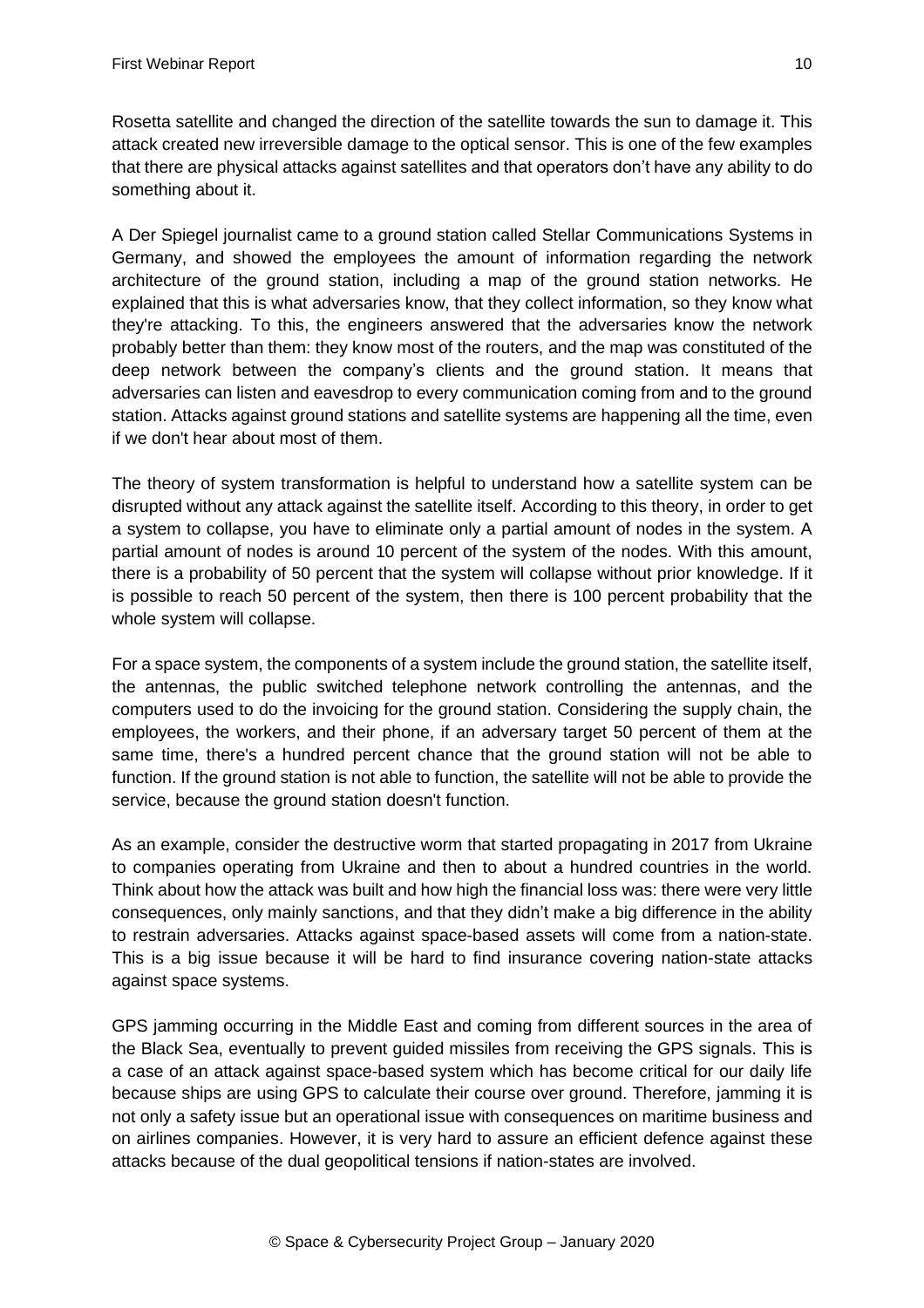Rosetta satellite and changed the direction of the satellite towards the sun to damage it. This attack created new irreversible damage to the optical sensor. This is one of the few examples that there are physical attacks against satellites and that operators don't have any ability to do something about it.

A Der Spiegel journalist came to a ground station called Stellar Communications Systems in Germany, and showed the employees the amount of information regarding the network architecture of the ground station, including a map of the ground station networks. He explained that this is what adversaries know, that they collect information, so they know what they're attacking. To this, the engineers answered that the adversaries know the network probably better than them: they know most of the routers, and the map was constituted of the deep network between the company's clients and the ground station. It means that adversaries can listen and eavesdrop to every communication coming from and to the ground station. Attacks against ground stations and satellite systems are happening all the time, even if we don't hear about most of them.

The theory of system transformation is helpful to understand how a satellite system can be disrupted without any attack against the satellite itself. According to this theory, in order to get a system to collapse, you have to eliminate only a partial amount of nodes in the system. A partial amount of nodes is around 10 percent of the system of the nodes. With this amount, there is a probability of 50 percent that the system will collapse without prior knowledge. If it is possible to reach 50 percent of the system, then there is 100 percent probability that the whole system will collapse.

For a space system, the components of a system include the ground station, the satellite itself, the antennas, the public switched telephone network controlling the antennas, and the computers used to do the invoicing for the ground station. Considering the supply chain, the employees, the workers, and their phone, if an adversary target 50 percent of them at the same time, there's a hundred percent chance that the ground station will not be able to function. If the ground station is not able to function, the satellite will not be able to provide the service, because the ground station doesn't function.

As an example, consider the destructive worm that started propagating in 2017 from Ukraine to companies operating from Ukraine and then to about a hundred countries in the world. Think about how the attack was built and how high the financial loss was: there were very little consequences, only mainly sanctions, and that they didn't make a big difference in the ability to restrain adversaries. Attacks against space-based assets will come from a nation-state. This is a big issue because it will be hard to find insurance covering nation-state attacks against space systems.

GPS jamming occurring in the Middle East and coming from different sources in the area of the Black Sea, eventually to prevent guided missiles from receiving the GPS signals. This is a case of an attack against space-based system which has become critical for our daily life because ships are using GPS to calculate their course over ground. Therefore, jamming it is not only a safety issue but an operational issue with consequences on maritime business and on airlines companies. However, it is very hard to assure an efficient defence against these attacks because of the dual geopolitical tensions if nation-states are involved.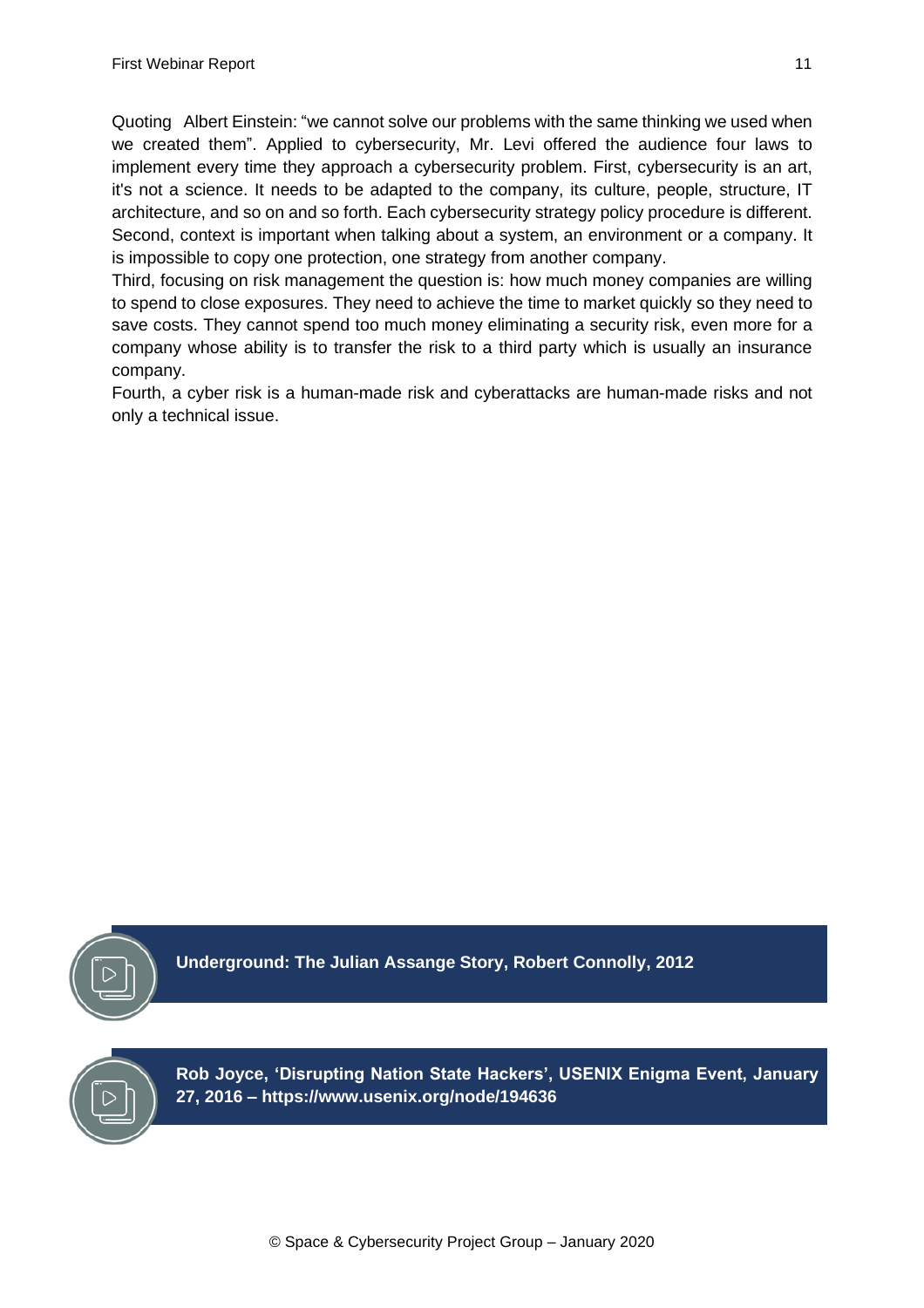Quoting Albert Einstein: "we cannot solve our problems with the same thinking we used when we created them". Applied to cybersecurity, Mr. Levi offered the audience four laws to implement every time they approach a cybersecurity problem. First, cybersecurity is an art, it's not a science. It needs to be adapted to the company, its culture, people, structure, IT architecture, and so on and so forth. Each cybersecurity strategy policy procedure is different. Second, context is important when talking about a system, an environment or a company. It is impossible to copy one protection, one strategy from another company.

Third, focusing on risk management the question is: how much money companies are willing to spend to close exposures. They need to achieve the time to market quickly so they need to save costs. They cannot spend too much money eliminating a security risk, even more for a company whose ability is to transfer the risk to a third party which is usually an insurance company.

Fourth, a cyber risk is a human-made risk and cyberattacks are human-made risks and not only a technical issue.

**Underground: The Julian Assange Story, Robert Connolly, 2012**

**Rob Joyce, 'Disrupting Nation State Hackers', USENIX Enigma Event, January 27, 2016 – https://www.usenix.org/node/194636**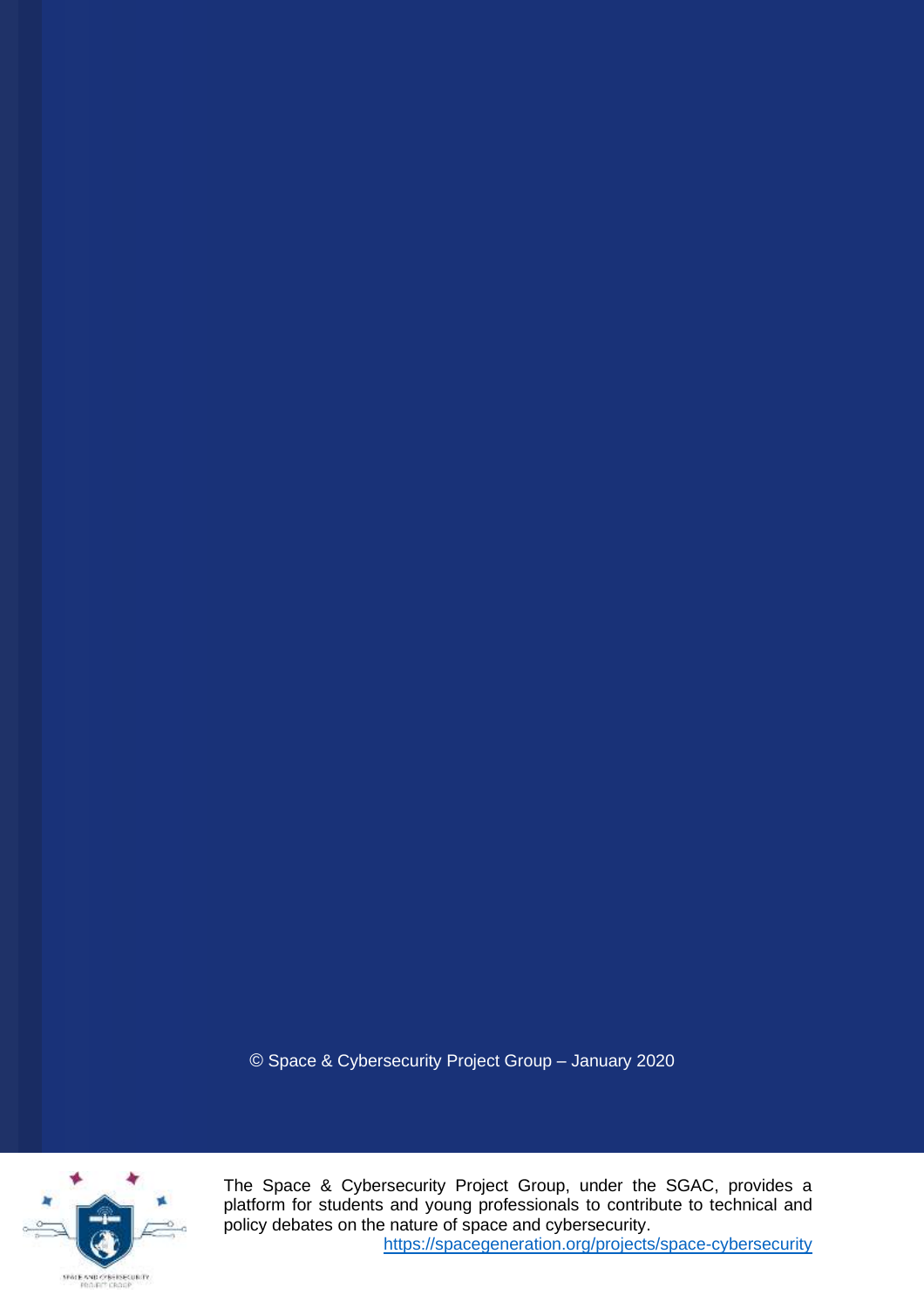© Space & Cybersecurity Project Group – January 2020

The Space & Cybersecurity Project Group, under the SGAC, provides a platform for students and young professionals to contribute to technical and policy debates on the nature of space and cybersecurity.

https://spacegeneration.org/projects/space-cybersecurity